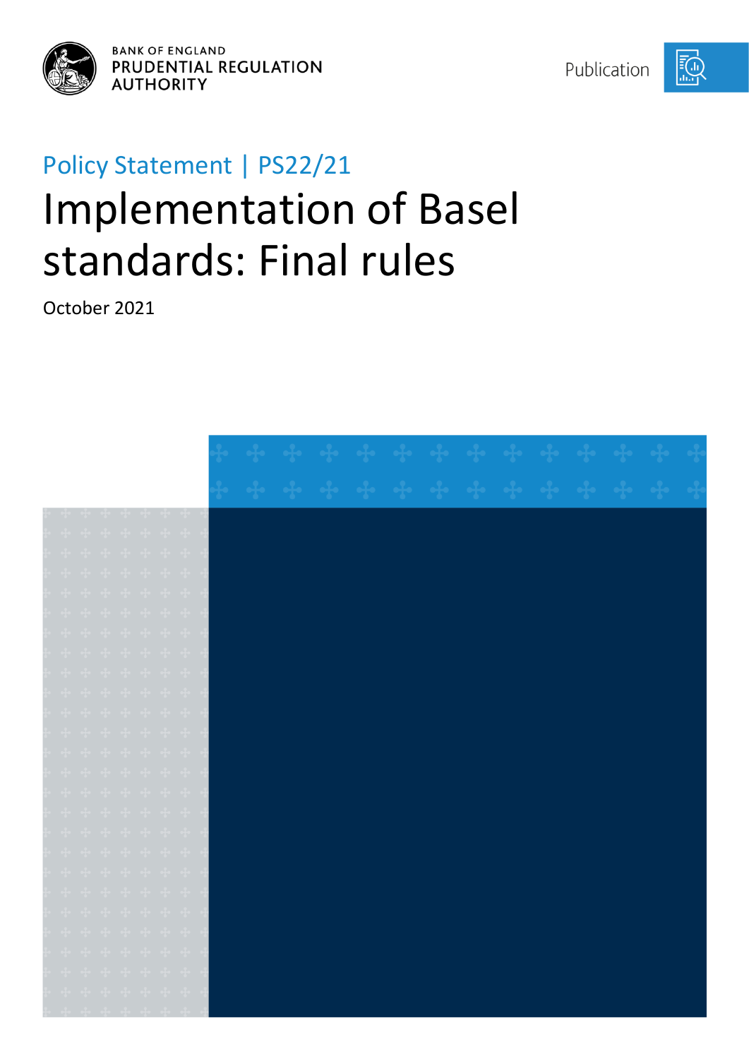BANK OF ENGLAND
PRUDENTIAL REGULATION AUTHORITY

Publication

Policy Statement | PS22/21

# Implementation of Basel standards: Final rules

October 2021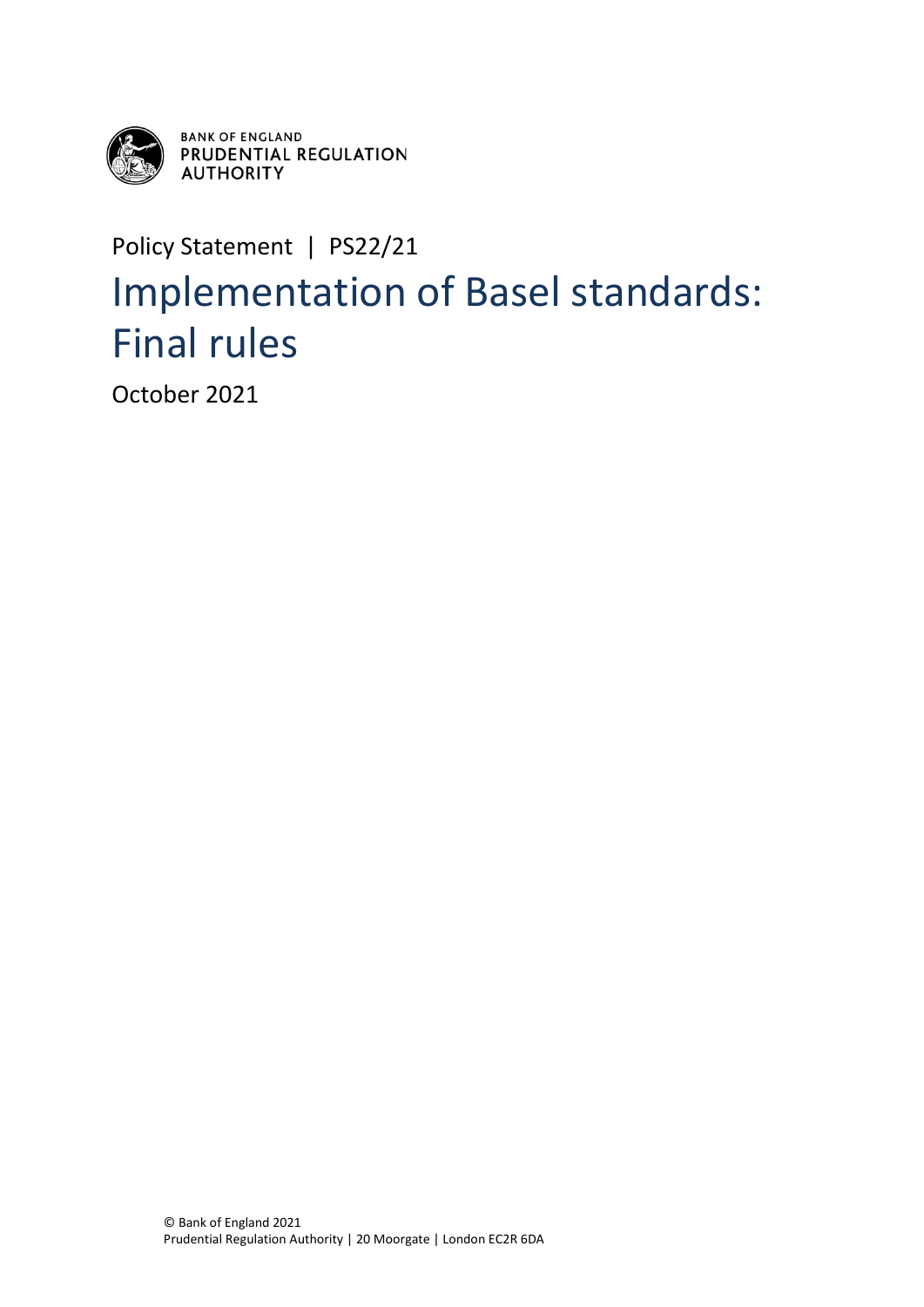BANK OF ENGLAND
PRUDENTIAL REGULATION AUTHORITY

Policy Statement | PS22/21

# Implementation of Basel standards: Final rules

October 2021

© Bank of England 2021
Prudential Regulation Authority | 20 Moorgate | London EC2R 6DA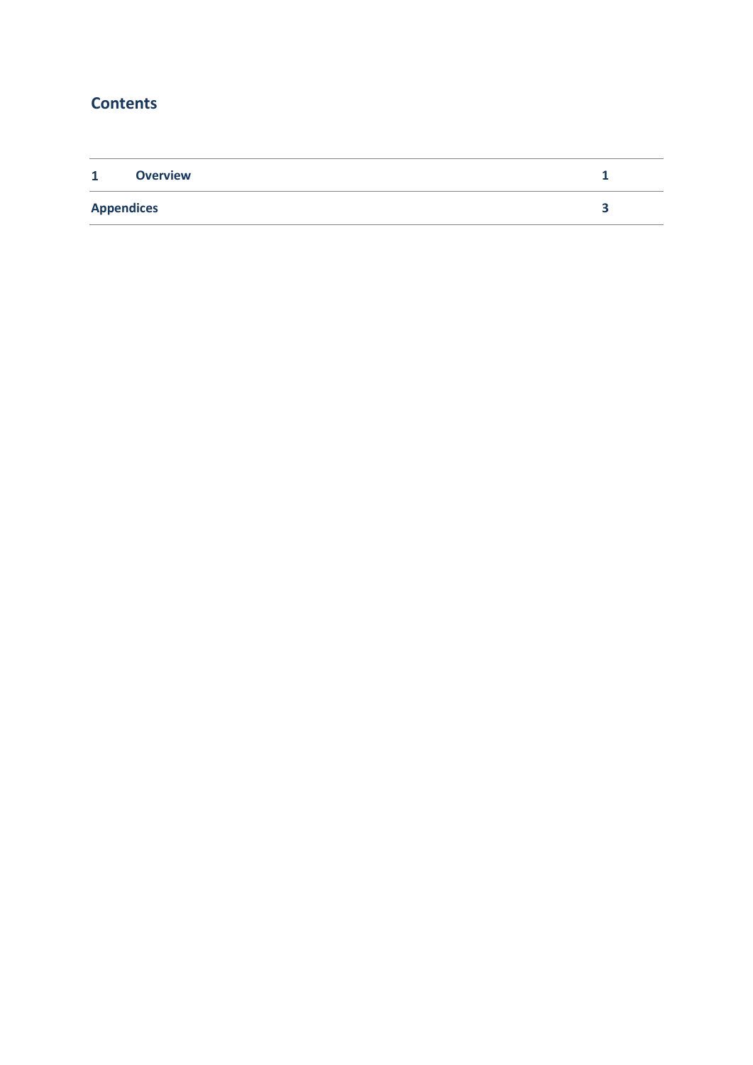## Contents

| | | |
|---|---|---|
| 1 | Overview | 1 |
| Appendices | | 3 |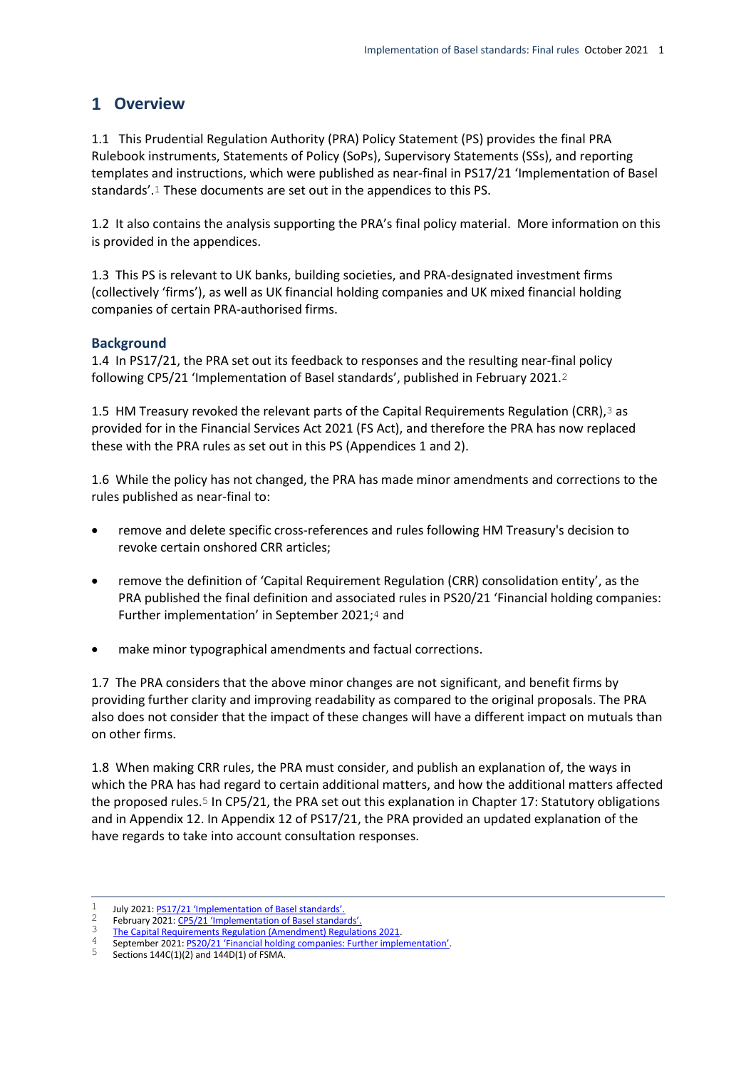# 1 Overview

1.1 This Prudential Regulation Authority (PRA) Policy Statement (PS) provides the final PRA Rulebook instruments, Statements of Policy (SoPs), Supervisory Statements (SSs), and reporting templates and instructions, which were published as near-final in PS17/21 'Implementation of Basel standards'.[1] These documents are set out in the appendices to this PS.

1.2 It also contains the analysis supporting the PRA's final policy material. More information on this is provided in the appendices.

1.3 This PS is relevant to UK banks, building societies, and PRA-designated investment firms (collectively 'firms'), as well as UK financial holding companies and UK mixed financial holding companies of certain PRA-authorised firms.

## Background

1.4 In PS17/21, the PRA set out its feedback to responses and the resulting near-final policy following CP5/21 'Implementation of Basel standards', published in February 2021.[2]

1.5 HM Treasury revoked the relevant parts of the Capital Requirements Regulation (CRR),[3] as provided for in the Financial Services Act 2021 (FS Act), and therefore the PRA has now replaced these with the PRA rules as set out in this PS (Appendices 1 and 2).

1.6 While the policy has not changed, the PRA has made minor amendments and corrections to the rules published as near-final to:

- remove and delete specific cross-references and rules following HM Treasury's decision to revoke certain onshored CRR articles;
- remove the definition of 'Capital Requirement Regulation (CRR) consolidation entity', as the PRA published the final definition and associated rules in PS20/21 'Financial holding companies: Further implementation' in September 2021;[4] and
- make minor typographical amendments and factual corrections.

1.7 The PRA considers that the above minor changes are not significant, and benefit firms by providing further clarity and improving readability as compared to the original proposals. The PRA also does not consider that the impact of these changes will have a different impact on mutuals than on other firms.

1.8 When making CRR rules, the PRA must consider, and publish an explanation of, the ways in which the PRA has had regard to certain additional matters, and how the additional matters affected the proposed rules.[5] In CP5/21, the PRA set out this explanation in Chapter 17: Statutory obligations and in Appendix 12. In Appendix 12 of PS17/21, the PRA provided an updated explanation of the have regards to take into account consultation responses.

---

1 July 2021: PS17/21 'Implementation of Basel standards'.
2 February 2021: CP5/21 'Implementation of Basel standards'.
3 The Capital Requirements Regulation (Amendment) Regulations 2021.
4 September 2021: PS20/21 'Financial holding companies: Further implementation'.
5 Sections 144C(1)(2) and 144D(1) of FSMA.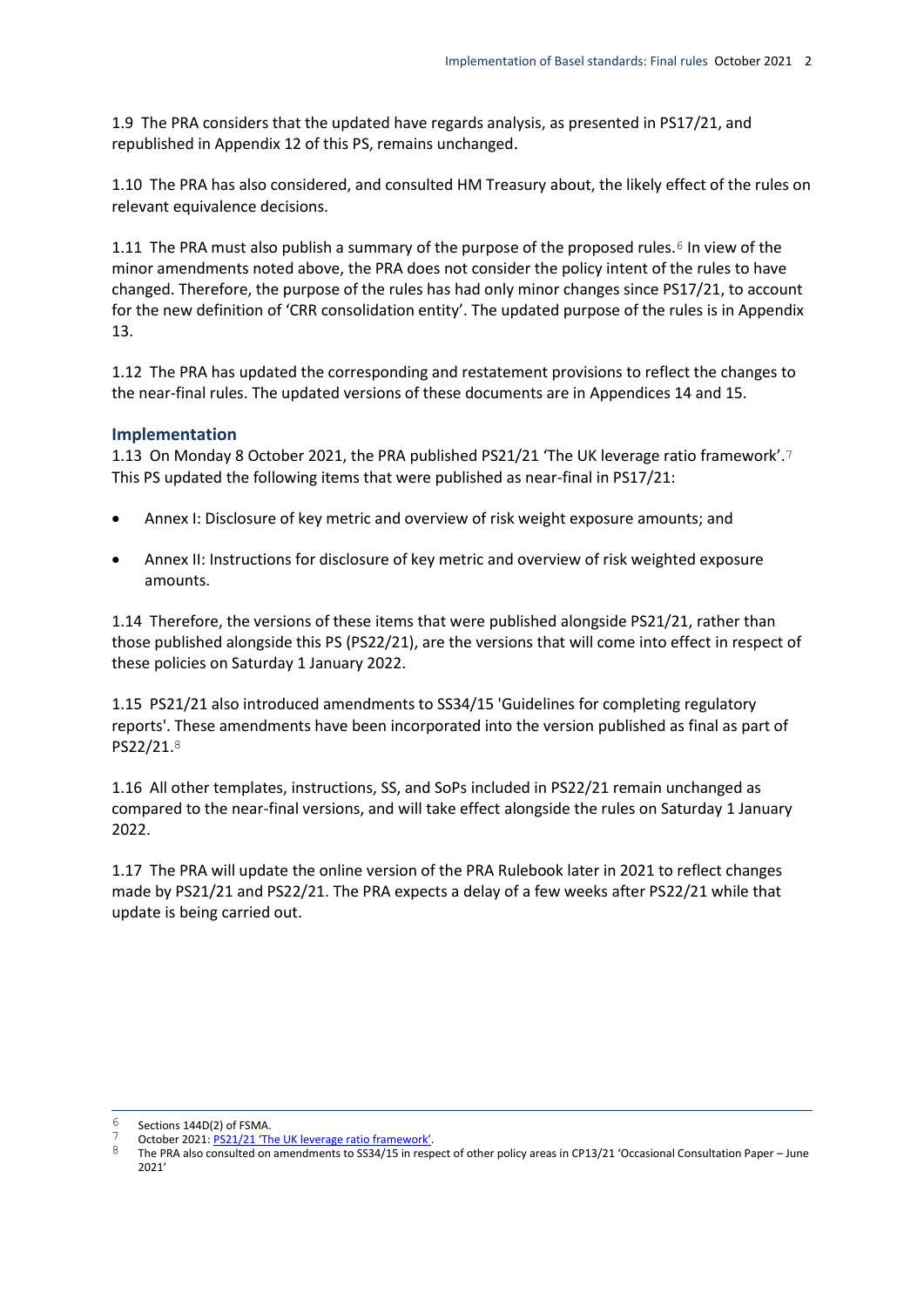1.9 The PRA considers that the updated have regards analysis, as presented in PS17/21, and republished in Appendix 12 of this PS, remains unchanged.

1.10 The PRA has also considered, and consulted HM Treasury about, the likely effect of the rules on relevant equivalence decisions.

1.11 The PRA must also publish a summary of the purpose of the proposed rules.[6] In view of the minor amendments noted above, the PRA does not consider the policy intent of the rules to have changed. Therefore, the purpose of the rules has had only minor changes since PS17/21, to account for the new definition of 'CRR consolidation entity'. The updated purpose of the rules is in Appendix 13.

1.12 The PRA has updated the corresponding and restatement provisions to reflect the changes to the near-final rules. The updated versions of these documents are in Appendices 14 and 15.

### Implementation

1.13 On Monday 8 October 2021, the PRA published PS21/21 'The UK leverage ratio framework'.[7] This PS updated the following items that were published as near-final in PS17/21:

- Annex I: Disclosure of key metric and overview of risk weight exposure amounts; and
- Annex II: Instructions for disclosure of key metric and overview of risk weighted exposure amounts.

1.14 Therefore, the versions of these items that were published alongside PS21/21, rather than those published alongside this PS (PS22/21), are the versions that will come into effect in respect of these policies on Saturday 1 January 2022.

1.15 PS21/21 also introduced amendments to SS34/15 'Guidelines for completing regulatory reports'. These amendments have been incorporated into the version published as final as part of PS22/21.[8]

1.16 All other templates, instructions, SS, and SoPs included in PS22/21 remain unchanged as compared to the near-final versions, and will take effect alongside the rules on Saturday 1 January 2022.

1.17 The PRA will update the online version of the PRA Rulebook later in 2021 to reflect changes made by PS21/21 and PS22/21. The PRA expects a delay of a few weeks after PS22/21 while that update is being carried out.

---

[6] Sections 144D(2) of FSMA.

[7] October 2021: PS21/21 'The UK leverage ratio framework'.

[8] The PRA also consulted on amendments to SS34/15 in respect of other policy areas in CP13/21 'Occasional Consultation Paper – June 2021'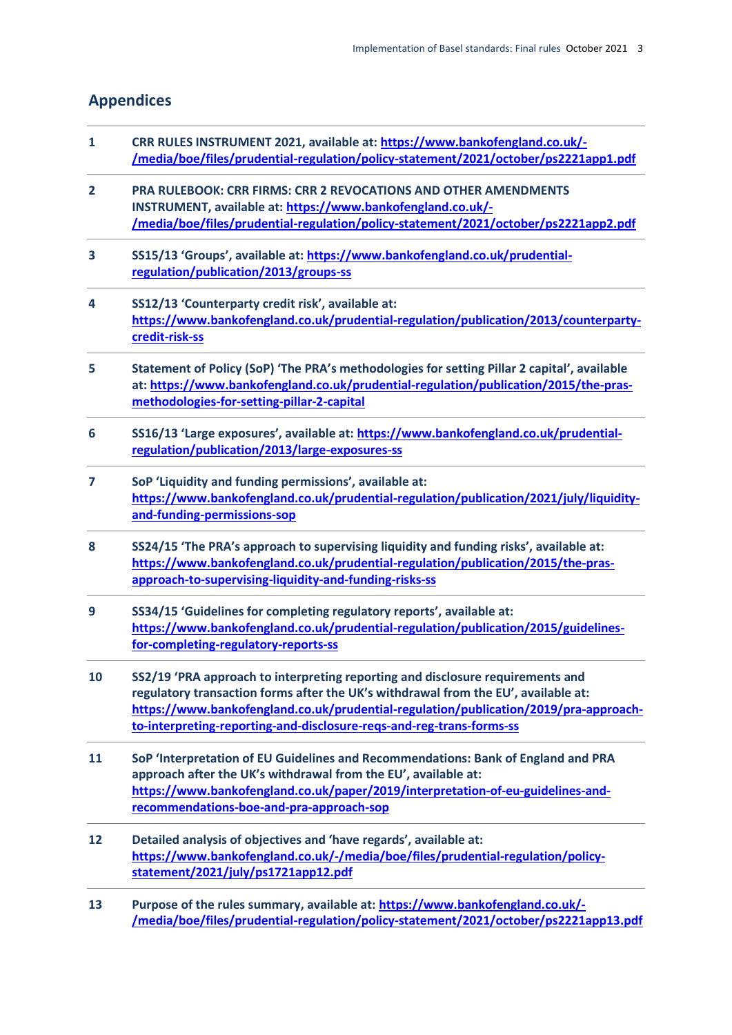## Appendices

| | |
|---|---|
| **1** | **CRR RULES INSTRUMENT 2021, available at: https://www.bankofengland.co.uk/-/media/boe/files/prudential-regulation/policy-statement/2021/october/ps2221app1.pdf** |
| **2** | **PRA RULEBOOK: CRR FIRMS: CRR 2 REVOCATIONS AND OTHER AMENDMENTS INSTRUMENT, available at: https://www.bankofengland.co.uk/-/media/boe/files/prudential-regulation/policy-statement/2021/october/ps2221app2.pdf** |
| **3** | **SS15/13 'Groups', available at: https://www.bankofengland.co.uk/prudential-regulation/publication/2013/groups-ss** |
| **4** | **SS12/13 'Counterparty credit risk', available at: https://www.bankofengland.co.uk/prudential-regulation/publication/2013/counterparty-credit-risk-ss** |
| **5** | **Statement of Policy (SoP) 'The PRA's methodologies for setting Pillar 2 capital', available at: https://www.bankofengland.co.uk/prudential-regulation/publication/2015/the-pras-methodologies-for-setting-pillar-2-capital** |
| **6** | **SS16/13 'Large exposures', available at: https://www.bankofengland.co.uk/prudential-regulation/publication/2013/large-exposures-ss** |
| **7** | **SoP 'Liquidity and funding permissions', available at: https://www.bankofengland.co.uk/prudential-regulation/publication/2021/july/liquidity-and-funding-permissions-sop** |
| **8** | **SS24/15 'The PRA's approach to supervising liquidity and funding risks', available at: https://www.bankofengland.co.uk/prudential-regulation/publication/2015/the-pras-approach-to-supervising-liquidity-and-funding-risks-ss** |
| **9** | **SS34/15 'Guidelines for completing regulatory reports', available at: https://www.bankofengland.co.uk/prudential-regulation/publication/2015/guidelines-for-completing-regulatory-reports-ss** |
| **10** | **SS2/19 'PRA approach to interpreting reporting and disclosure requirements and regulatory transaction forms after the UK's withdrawal from the EU', available at: https://www.bankofengland.co.uk/prudential-regulation/publication/2019/pra-approach-to-interpreting-reporting-and-disclosure-reqs-and-reg-trans-forms-ss** |
| **11** | **SoP 'Interpretation of EU Guidelines and Recommendations: Bank of England and PRA approach after the UK's withdrawal from the EU', available at: https://www.bankofengland.co.uk/paper/2019/interpretation-of-eu-guidelines-and-recommendations-boe-and-pra-approach-sop** |
| **12** | **Detailed analysis of objectives and 'have regards', available at: https://www.bankofengland.co.uk/-/media/boe/files/prudential-regulation/policy-statement/2021/july/ps1721app12.pdf** |
| **13** | **Purpose of the rules summary, available at: https://www.bankofengland.co.uk/-/media/boe/files/prudential-regulation/policy-statement/2021/october/ps2221app13.pdf** |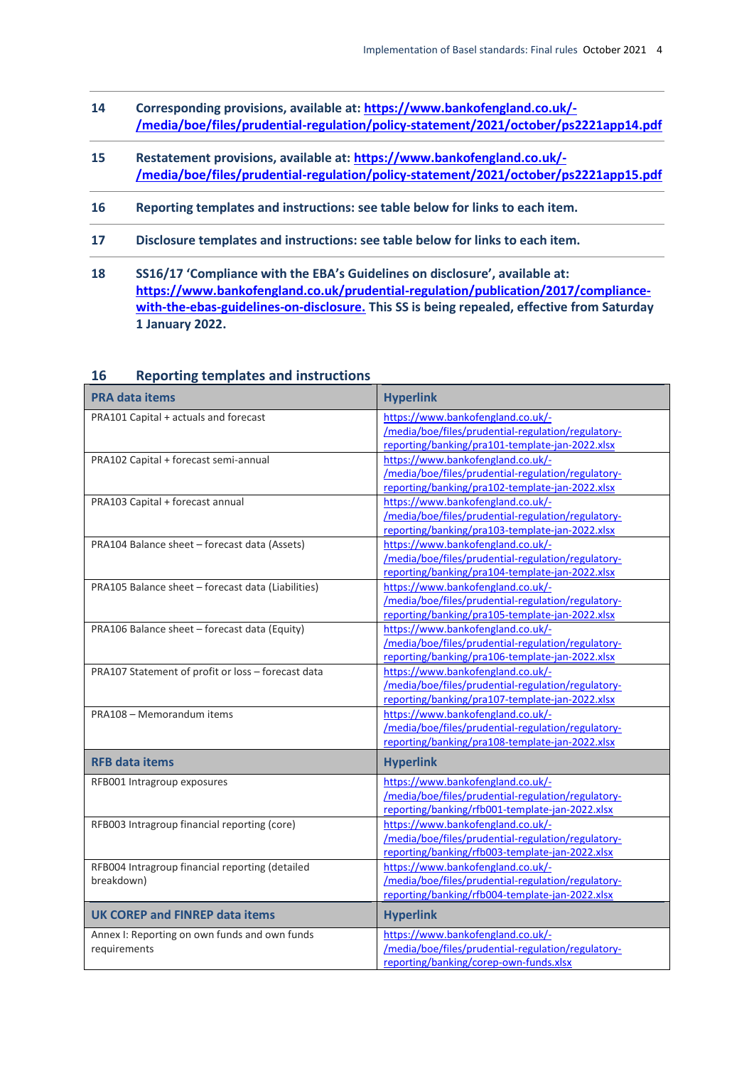**14** **Corresponding provisions, available at: [https://www.bankofengland.co.uk/-/media/boe/files/prudential-regulation/policy-statement/2021/october/ps2221app14.pdf](https://www.bankofengland.co.uk/-/media/boe/files/prudential-regulation/policy-statement/2021/october/ps2221app14.pdf)**

**15** **Restatement provisions, available at: [https://www.bankofengland.co.uk/-/media/boe/files/prudential-regulation/policy-statement/2021/october/ps2221app15.pdf](https://www.bankofengland.co.uk/-/media/boe/files/prudential-regulation/policy-statement/2021/october/ps2221app15.pdf)**

**16** **Reporting templates and instructions: see table below for links to each item.**

**17** **Disclosure templates and instructions: see table below for links to each item.**

**18** **SS16/17 'Compliance with the EBA's Guidelines on disclosure', available at: [https://www.bankofengland.co.uk/prudential-regulation/publication/2017/compliance-with-the-ebas-guidelines-on-disclosure.](https://www.bankofengland.co.uk/prudential-regulation/publication/2017/compliance-with-the-ebas-guidelines-on-disclosure) This SS is being repealed, effective from Saturday 1 January 2022.**

## 16 Reporting templates and instructions

| PRA data items | Hyperlink |
|---|---|
| PRA101 Capital + actuals and forecast | https://www.bankofengland.co.uk/-/media/boe/files/prudential-regulation/regulatory-reporting/banking/pra101-template-jan-2022.xlsx |
| PRA102 Capital + forecast semi-annual | https://www.bankofengland.co.uk/-/media/boe/files/prudential-regulation/regulatory-reporting/banking/pra102-template-jan-2022.xlsx |
| PRA103 Capital + forecast annual | https://www.bankofengland.co.uk/-/media/boe/files/prudential-regulation/regulatory-reporting/banking/pra103-template-jan-2022.xlsx |
| PRA104 Balance sheet – forecast data (Assets) | https://www.bankofengland.co.uk/-/media/boe/files/prudential-regulation/regulatory-reporting/banking/pra104-template-jan-2022.xlsx |
| PRA105 Balance sheet – forecast data (Liabilities) | https://www.bankofengland.co.uk/-/media/boe/files/prudential-regulation/regulatory-reporting/banking/pra105-template-jan-2022.xlsx |
| PRA106 Balance sheet – forecast data (Equity) | https://www.bankofengland.co.uk/-/media/boe/files/prudential-regulation/regulatory-reporting/banking/pra106-template-jan-2022.xlsx |
| PRA107 Statement of profit or loss – forecast data | https://www.bankofengland.co.uk/-/media/boe/files/prudential-regulation/regulatory-reporting/banking/pra107-template-jan-2022.xlsx |
| PRA108 – Memorandum items | https://www.bankofengland.co.uk/-/media/boe/files/prudential-regulation/regulatory-reporting/banking/pra108-template-jan-2022.xlsx |
| **RFB data items** | **Hyperlink** |
| RFB001 Intragroup exposures | https://www.bankofengland.co.uk/-/media/boe/files/prudential-regulation/regulatory-reporting/banking/rfb001-template-jan-2022.xlsx |
| RFB003 Intragroup financial reporting (core) | https://www.bankofengland.co.uk/-/media/boe/files/prudential-regulation/regulatory-reporting/banking/rfb003-template-jan-2022.xlsx |
| RFB004 Intragroup financial reporting (detailed breakdown) | https://www.bankofengland.co.uk/-/media/boe/files/prudential-regulation/regulatory-reporting/banking/rfb004-template-jan-2022.xlsx |
| **UK COREP and FINREP data items** | **Hyperlink** |
| Annex I: Reporting on own funds and own funds requirements | https://www.bankofengland.co.uk/-/media/boe/files/prudential-regulation/regulatory-reporting/banking/corep-own-funds.xlsx |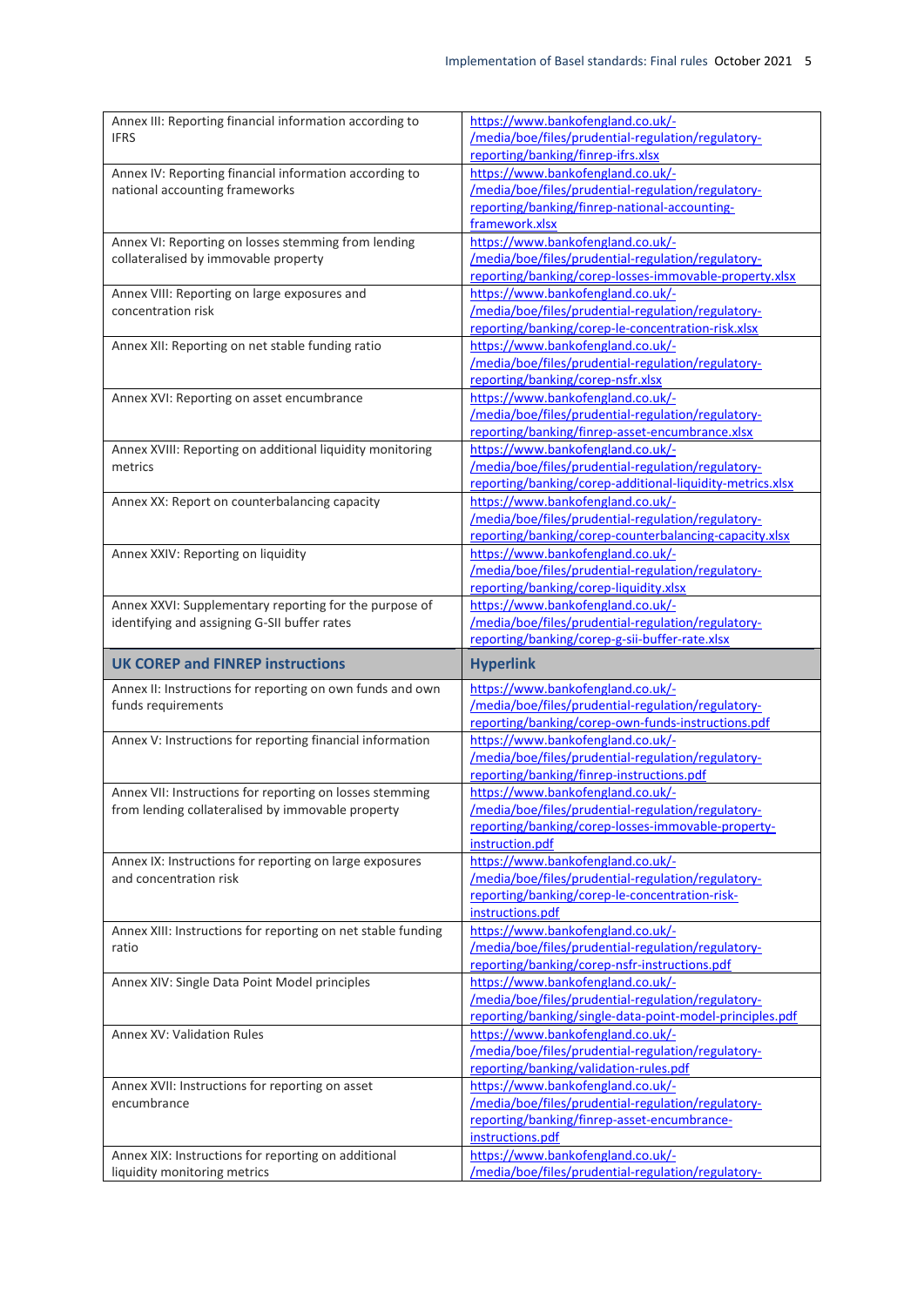| | |
|---|---|
| Annex III: Reporting financial information according to IFRS | https://www.bankofengland.co.uk/-/media/boe/files/prudential-regulation/regulatory-reporting/banking/finrep-ifrs.xlsx |
| Annex IV: Reporting financial information according to national accounting frameworks | https://www.bankofengland.co.uk/-/media/boe/files/prudential-regulation/regulatory-reporting/banking/finrep-national-accounting-framework.xlsx |
| Annex VI: Reporting on losses stemming from lending collateralised by immovable property | https://www.bankofengland.co.uk/-/media/boe/files/prudential-regulation/regulatory-reporting/banking/corep-losses-immovable-property.xlsx |
| Annex VIII: Reporting on large exposures and concentration risk | https://www.bankofengland.co.uk/-/media/boe/files/prudential-regulation/regulatory-reporting/banking/corep-le-concentration-risk.xlsx |
| Annex XII: Reporting on net stable funding ratio | https://www.bankofengland.co.uk/-/media/boe/files/prudential-regulation/regulatory-reporting/banking/corep-nsfr.xlsx |
| Annex XVI: Reporting on asset encumbrance | https://www.bankofengland.co.uk/-/media/boe/files/prudential-regulation/regulatory-reporting/banking/finrep-asset-encumbrance.xlsx |
| Annex XVIII: Reporting on additional liquidity monitoring metrics | https://www.bankofengland.co.uk/-/media/boe/files/prudential-regulation/regulatory-reporting/banking/corep-additional-liquidity-metrics.xlsx |
| Annex XX: Report on counterbalancing capacity | https://www.bankofengland.co.uk/-/media/boe/files/prudential-regulation/regulatory-reporting/banking/corep-counterbalancing-capacity.xlsx |
| Annex XXIV: Reporting on liquidity | https://www.bankofengland.co.uk/-/media/boe/files/prudential-regulation/regulatory-reporting/banking/corep-liquidity.xlsx |
| Annex XXVI: Supplementary reporting for the purpose of identifying and assigning G-SII buffer rates | https://www.bankofengland.co.uk/-/media/boe/files/prudential-regulation/regulatory-reporting/banking/corep-g-sii-buffer-rate.xlsx |
| **UK COREP and FINREP instructions** | **Hyperlink** |
| Annex II: Instructions for reporting on own funds and own funds requirements | https://www.bankofengland.co.uk/-/media/boe/files/prudential-regulation/regulatory-reporting/banking/corep-own-funds-instructions.pdf |
| Annex V: Instructions for reporting financial information | https://www.bankofengland.co.uk/-/media/boe/files/prudential-regulation/regulatory-reporting/banking/finrep-instructions.pdf |
| Annex VII: Instructions for reporting on losses stemming from lending collateralised by immovable property | https://www.bankofengland.co.uk/-/media/boe/files/prudential-regulation/regulatory-reporting/banking/corep-losses-immovable-property-instruction.pdf |
| Annex IX: Instructions for reporting on large exposures and concentration risk | https://www.bankofengland.co.uk/-/media/boe/files/prudential-regulation/regulatory-reporting/banking/corep-le-concentration-risk-instructions.pdf |
| Annex XIII: Instructions for reporting on net stable funding ratio | https://www.bankofengland.co.uk/-/media/boe/files/prudential-regulation/regulatory-reporting/banking/corep-nsfr-instructions.pdf |
| Annex XIV: Single Data Point Model principles | https://www.bankofengland.co.uk/-/media/boe/files/prudential-regulation/regulatory-reporting/banking/single-data-point-model-principles.pdf |
| Annex XV: Validation Rules | https://www.bankofengland.co.uk/-/media/boe/files/prudential-regulation/regulatory-reporting/banking/validation-rules.pdf |
| Annex XVII: Instructions for reporting on asset encumbrance | https://www.bankofengland.co.uk/-/media/boe/files/prudential-regulation/regulatory-reporting/banking/finrep-asset-encumbrance-instructions.pdf |
| Annex XIX: Instructions for reporting on additional liquidity monitoring metrics | https://www.bankofengland.co.uk/-/media/boe/files/prudential-regulation/regulatory- |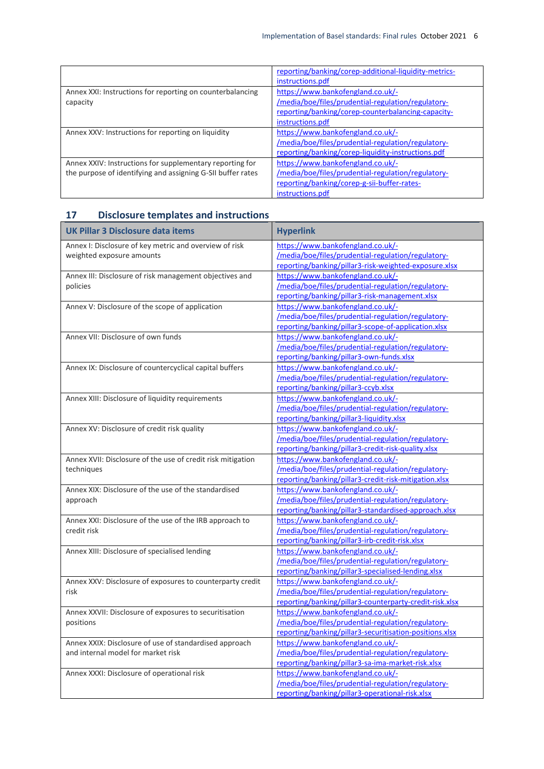| | |
|---|---|
| | reporting/banking/corep-additional-liquidity-metrics-instructions.pdf |
| Annex XXI: Instructions for reporting on counterbalancing capacity | https://www.bankofengland.co.uk/-/media/boe/files/prudential-regulation/regulatory-reporting/banking/corep-counterbalancing-capacity-instructions.pdf |
| Annex XXV: Instructions for reporting on liquidity | https://www.bankofengland.co.uk/-/media/boe/files/prudential-regulation/regulatory-reporting/banking/corep-liquidity-instructions.pdf |
| Annex XXIV: Instructions for supplementary reporting for the purpose of identifying and assigning G-SII buffer rates | https://www.bankofengland.co.uk/-/media/boe/files/prudential-regulation/regulatory-reporting/banking/corep-g-sii-buffer-rates-instructions.pdf |

## 17 Disclosure templates and instructions

| UK Pillar 3 Disclosure data items | Hyperlink |
|---|---|
| Annex I: Disclosure of key metric and overview of risk weighted exposure amounts | https://www.bankofengland.co.uk/-/media/boe/files/prudential-regulation/regulatory-reporting/banking/pillar3-risk-weighted-exposure.xlsx |
| Annex III: Disclosure of risk management objectives and policies | https://www.bankofengland.co.uk/-/media/boe/files/prudential-regulation/regulatory-reporting/banking/pillar3-risk-management.xlsx |
| Annex V: Disclosure of the scope of application | https://www.bankofengland.co.uk/-/media/boe/files/prudential-regulation/regulatory-reporting/banking/pillar3-scope-of-application.xlsx |
| Annex VII: Disclosure of own funds | https://www.bankofengland.co.uk/-/media/boe/files/prudential-regulation/regulatory-reporting/banking/pillar3-own-funds.xlsx |
| Annex IX: Disclosure of countercyclical capital buffers | https://www.bankofengland.co.uk/-/media/boe/files/prudential-regulation/regulatory-reporting/banking/pillar3-ccyb.xlsx |
| Annex XIII: Disclosure of liquidity requirements | https://www.bankofengland.co.uk/-/media/boe/files/prudential-regulation/regulatory-reporting/banking/pillar3-liquidity.xlsx |
| Annex XV: Disclosure of credit risk quality | https://www.bankofengland.co.uk/-/media/boe/files/prudential-regulation/regulatory-reporting/banking/pillar3-credit-risk-quality.xlsx |
| Annex XVII: Disclosure of the use of credit risk mitigation techniques | https://www.bankofengland.co.uk/-/media/boe/files/prudential-regulation/regulatory-reporting/banking/pillar3-credit-risk-mitigation.xlsx |
| Annex XIX: Disclosure of the use of the standardised approach | https://www.bankofengland.co.uk/-/media/boe/files/prudential-regulation/regulatory-reporting/banking/pillar3-standardised-approach.xlsx |
| Annex XXI: Disclosure of the use of the IRB approach to credit risk | https://www.bankofengland.co.uk/-/media/boe/files/prudential-regulation/regulatory-reporting/banking/pillar3-irb-credit-risk.xlsx |
| Annex XIII: Disclosure of specialised lending | https://www.bankofengland.co.uk/-/media/boe/files/prudential-regulation/regulatory-reporting/banking/pillar3-specialised-lending.xlsx |
| Annex XXV: Disclosure of exposures to counterparty credit risk | https://www.bankofengland.co.uk/-/media/boe/files/prudential-regulation/regulatory-reporting/banking/pillar3-counterparty-credit-risk.xlsx |
| Annex XXVII: Disclosure of exposures to securitisation positions | https://www.bankofengland.co.uk/-/media/boe/files/prudential-regulation/regulatory-reporting/banking/pillar3-securitisation-positions.xlsx |
| Annex XXIX: Disclosure of use of standardised approach and internal model for market risk | https://www.bankofengland.co.uk/-/media/boe/files/prudential-regulation/regulatory-reporting/banking/pillar3-sa-ima-market-risk.xlsx |
| Annex XXXI: Disclosure of operational risk | https://www.bankofengland.co.uk/-/media/boe/files/prudential-regulation/regulatory-reporting/banking/pillar3-operational-risk.xlsx |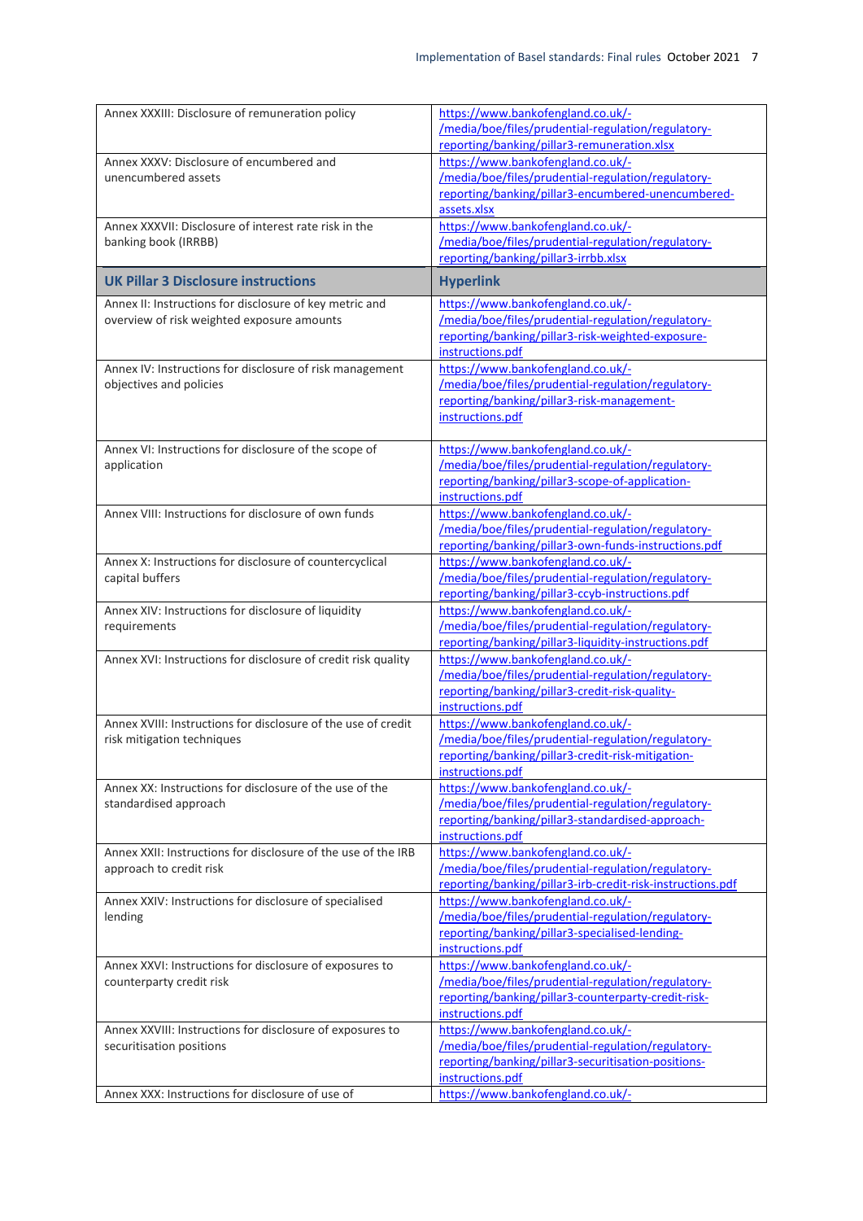| | |
|---|---|
| Annex XXXIII: Disclosure of remuneration policy | https://www.bankofengland.co.uk/-/media/boe/files/prudential-regulation/regulatory-reporting/banking/pillar3-remuneration.xlsx |
| Annex XXXV: Disclosure of encumbered and unencumbered assets | https://www.bankofengland.co.uk/-/media/boe/files/prudential-regulation/regulatory-reporting/banking/pillar3-encumbered-unencumbered-assets.xlsx |
| Annex XXXVII: Disclosure of interest rate risk in the banking book (IRRBB) | https://www.bankofengland.co.uk/-/media/boe/files/prudential-regulation/regulatory-reporting/banking/pillar3-irrbb.xlsx |

| UK Pillar 3 Disclosure instructions | Hyperlink |
|---|---|
| Annex II: Instructions for disclosure of key metric and overview of risk weighted exposure amounts | https://www.bankofengland.co.uk/-/media/boe/files/prudential-regulation/regulatory-reporting/banking/pillar3-risk-weighted-exposure-instructions.pdf |
| Annex IV: Instructions for disclosure of risk management objectives and policies | https://www.bankofengland.co.uk/-/media/boe/files/prudential-regulation/regulatory-reporting/banking/pillar3-risk-management-instructions.pdf |
| Annex VI: Instructions for disclosure of the scope of application | https://www.bankofengland.co.uk/-/media/boe/files/prudential-regulation/regulatory-reporting/banking/pillar3-scope-of-application-instructions.pdf |
| Annex VIII: Instructions for disclosure of own funds | https://www.bankofengland.co.uk/-/media/boe/files/prudential-regulation/regulatory-reporting/banking/pillar3-own-funds-instructions.pdf |
| Annex X: Instructions for disclosure of countercyclical capital buffers | https://www.bankofengland.co.uk/-/media/boe/files/prudential-regulation/regulatory-reporting/banking/pillar3-ccyb-instructions.pdf |
| Annex XIV: Instructions for disclosure of liquidity requirements | https://www.bankofengland.co.uk/-/media/boe/files/prudential-regulation/regulatory-reporting/banking/pillar3-liquidity-instructions.pdf |
| Annex XVI: Instructions for disclosure of credit risk quality | https://www.bankofengland.co.uk/-/media/boe/files/prudential-regulation/regulatory-reporting/banking/pillar3-credit-risk-quality-instructions.pdf |
| Annex XVIII: Instructions for disclosure of the use of credit risk mitigation techniques | https://www.bankofengland.co.uk/-/media/boe/files/prudential-regulation/regulatory-reporting/banking/pillar3-credit-risk-mitigation-instructions.pdf |
| Annex XX: Instructions for disclosure of the use of the standardised approach | https://www.bankofengland.co.uk/-/media/boe/files/prudential-regulation/regulatory-reporting/banking/pillar3-standardised-approach-instructions.pdf |
| Annex XXII: Instructions for disclosure of the use of the IRB approach to credit risk | https://www.bankofengland.co.uk/-/media/boe/files/prudential-regulation/regulatory-reporting/banking/pillar3-irb-credit-risk-instructions.pdf |
| Annex XXIV: Instructions for disclosure of specialised lending | https://www.bankofengland.co.uk/-/media/boe/files/prudential-regulation/regulatory-reporting/banking/pillar3-specialised-lending-instructions.pdf |
| Annex XXVI: Instructions for disclosure of exposures to counterparty credit risk | https://www.bankofengland.co.uk/-/media/boe/files/prudential-regulation/regulatory-reporting/banking/pillar3-counterparty-credit-risk-instructions.pdf |
| Annex XXVIII: Instructions for disclosure of exposures to securitisation positions | https://www.bankofengland.co.uk/-/media/boe/files/prudential-regulation/regulatory-reporting/banking/pillar3-securitisation-positions-instructions.pdf |
| Annex XXX: Instructions for disclosure of use of | https://www.bankofengland.co.uk/- |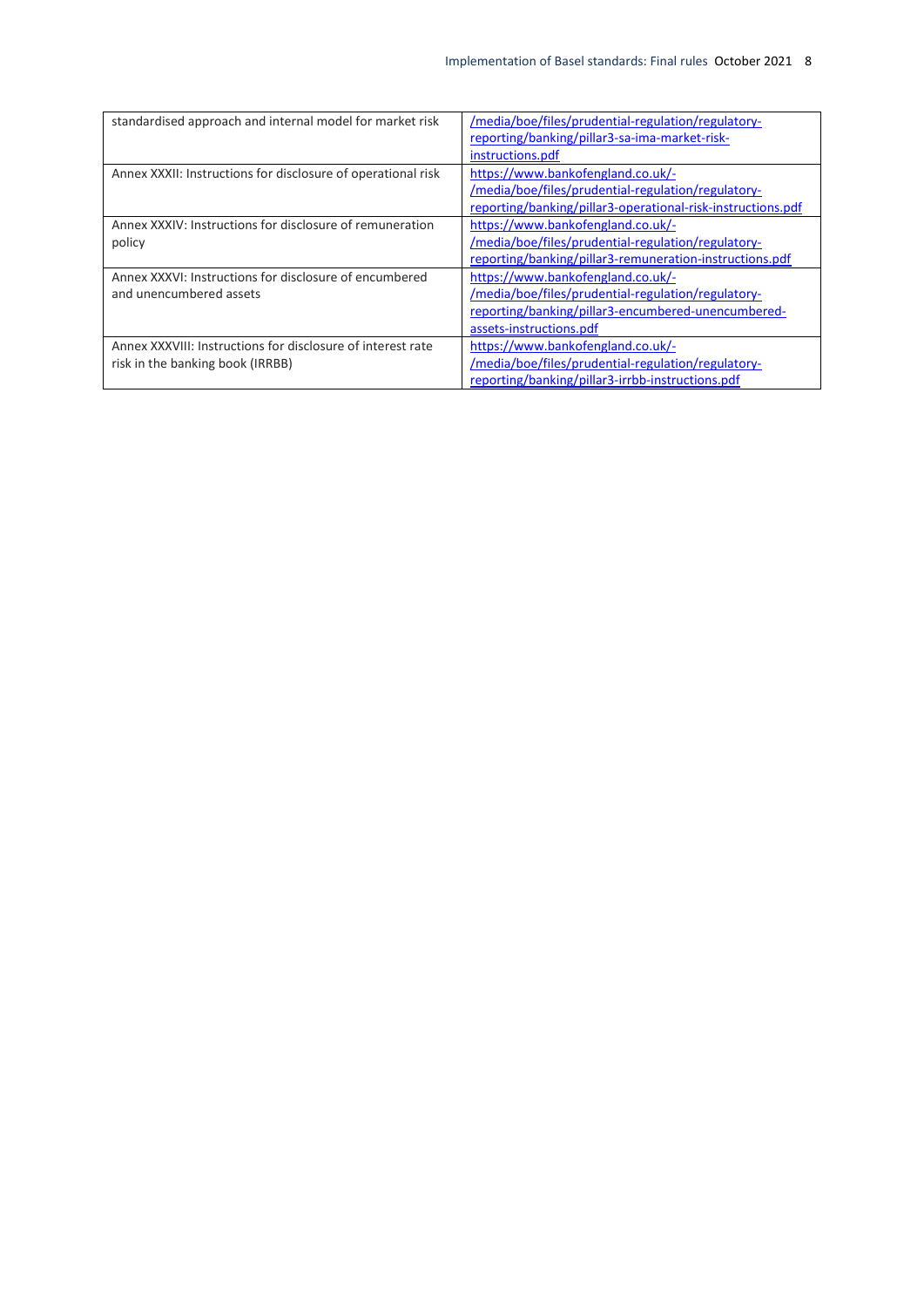| | |
|---|---|
| standardised approach and internal model for market risk | /media/boe/files/prudential-regulation/regulatory-reporting/banking/pillar3-sa-ima-market-risk-instructions.pdf |
| Annex XXXII: Instructions for disclosure of operational risk | https://www.bankofengland.co.uk/-/media/boe/files/prudential-regulation/regulatory-reporting/banking/pillar3-operational-risk-instructions.pdf |
| Annex XXXIV: Instructions for disclosure of remuneration policy | https://www.bankofengland.co.uk/-/media/boe/files/prudential-regulation/regulatory-reporting/banking/pillar3-remuneration-instructions.pdf |
| Annex XXXVI: Instructions for disclosure of encumbered and unencumbered assets | https://www.bankofengland.co.uk/-/media/boe/files/prudential-regulation/regulatory-reporting/banking/pillar3-encumbered-unencumbered-assets-instructions.pdf |
| Annex XXXVIII: Instructions for disclosure of interest rate risk in the banking book (IRRBB) | https://www.bankofengland.co.uk/-/media/boe/files/prudential-regulation/regulatory-reporting/banking/pillar3-irrbb-instructions.pdf |